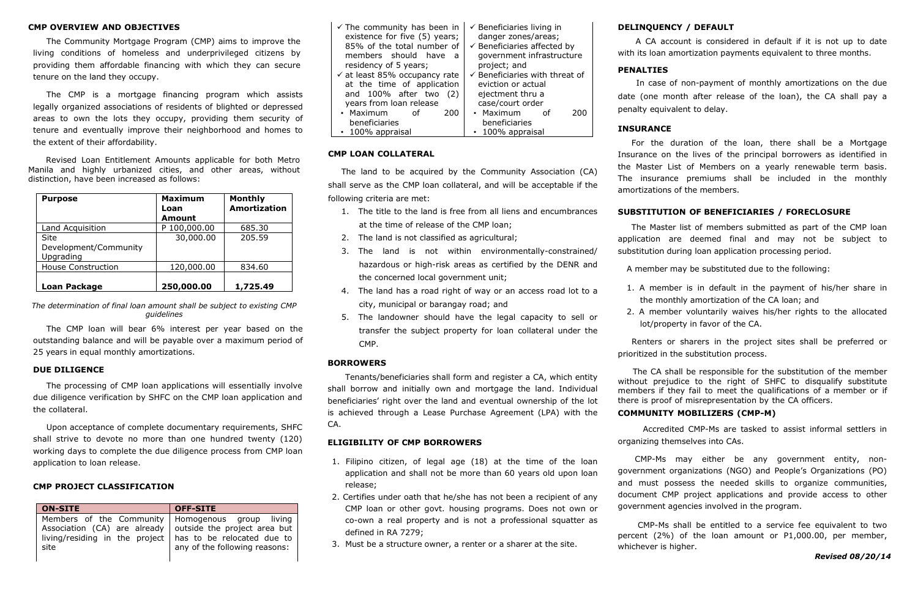## CMP OVERVIEW AND OBJECTIVES

The Community Mortgage Program (CMP) aims to improve the living conditions of homeless and underprivileged citizens by providing them affordable financing with which they can secure tenure on the land they occupy.

The CMP is a mortgage financing program which assists legally organized associations of residents of blighted or depressed areas to own the lots they occupy, providing them security of tenure and eventually improve their neighborhood and homes to the extent of their affordability.

Revised Loan Entitlement Amounts applicable for both Metro Manila and highly urbanized cities, and other areas, without distinction, have been increased as follows:

| Purpose | Maximum Loan Amount | Monthly Amortization |
|---|---|---|
| Land Acquisition | P 100,000.00 | 685.30 |
| Site Development/Community Upgrading | 30,000.00 | 205.59 |
| House Construction | 120,000.00 | 834.60 |
| **Loan Package** | **250,000.00** | **1,725.49** |

*The determination of final loan amount shall be subject to existing CMP guidelines*

The CMP loan will bear 6% interest per year based on the outstanding balance and will be payable over a maximum period of 25 years in equal monthly amortizations.

## DUE DILIGENCE

The processing of CMP loan applications will essentially involve due diligence verification by SHFC on the CMP loan application and the collateral.

Upon acceptance of complete documentary requirements, SHFC shall strive to devote no more than one hundred twenty (120) working days to complete the due diligence process from CMP loan application to loan release.

## CMP PROJECT CLASSIFICATION

| ON-SITE | OFF-SITE |
|---|---|
| Members of the Community Association (CA) are already living/residing in the project site | Homogenous group living outside the project area but has to be relocated due to any of the following reasons: |
| ✓ The community has been in existence for five (5) years; 85% of the total number of members should have a residency of 5 years;<br>✓ at least 85% occupancy rate at the time of application and 100% after two (2) years from loan release<br>• Maximum of 200 beneficiaries<br>• 100% appraisal | ✓ Beneficiaries living in danger zones/areas;<br>✓ Beneficiaries affected by government infrastructure project; and<br>✓ Beneficiaries with threat of eviction or actual ejectment thru a case/court order<br>• Maximum of 200 beneficiaries<br>• 100% appraisal |

## CMP LOAN COLLATERAL

The land to be acquired by the Community Association (CA) shall serve as the CMP loan collateral, and will be acceptable if the following criteria are met:

1. The title to the land is free from all liens and encumbrances at the time of release of the CMP loan;
2. The land is not classified as agricultural;
3. The land is not within environmentally-constrained/ hazardous or high-risk areas as certified by the DENR and the concerned local government unit;
4. The land has a road right of way or an access road lot to a city, municipal or barangay road; and
5. The landowner should have the legal capacity to sell or transfer the subject property for loan collateral under the CMP.

## BORROWERS

Tenants/beneficiaries shall form and register a CA, which entity shall borrow and initially own and mortgage the land. Individual beneficiaries' right over the land and eventual ownership of the lot is achieved through a Lease Purchase Agreement (LPA) with the CA.

## ELIGIBILITY OF CMP BORROWERS

1. Filipino citizen, of legal age (18) at the time of the loan application and shall not be more than 60 years old upon loan release;
2. Certifies under oath that he/she has not been a recipient of any CMP loan or other govt. housing programs. Does not own or co-own a real property and is not a professional squatter as defined in RA 7279;
3. Must be a structure owner, a renter or a sharer at the site.

## DELINQUENCY / DEFAULT

A CA account is considered in default if it is not up to date with its loan amortization payments equivalent to three months.

## PENALTIES

In case of non-payment of monthly amortizations on the due date (one month after release of the loan), the CA shall pay a penalty equivalent to delay.

## INSURANCE

For the duration of the loan, there shall be a Mortgage Insurance on the lives of the principal borrowers as identified in the Master List of Members on a yearly renewable term basis. The insurance premiums shall be included in the monthly amortizations of the members.

## SUBSTITUTION OF BENEFICIARIES / FORECLOSURE

The Master list of members submitted as part of the CMP loan application are deemed final and may not be subject to substitution during loan application processing period.

A member may be substituted due to the following:

1. A member is in default in the payment of his/her share in the monthly amortization of the CA loan; and
2. A member voluntarily waives his/her rights to the allocated lot/property in favor of the CA.

Renters or sharers in the project sites shall be preferred or prioritized in the substitution process.

The CA shall be responsible for the substitution of the member without prejudice to the right of SHFC to disqualify substitute members if they fail to meet the qualifications of a member or if there is proof of misrepresentation by the CA officers.

## COMMUNITY MOBILIZERS (CMP-M)

Accredited CMP-Ms are tasked to assist informal settlers in organizing themselves into CAs.

CMP-Ms may either be any government entity, non-government organizations (NGO) and People's Organizations (PO) and must possess the needed skills to organize communities, document CMP project applications and provide access to other government agencies involved in the program.

CMP-Ms shall be entitled to a service fee equivalent to two percent (2%) of the loan amount or P1,000.00, per member, whichever is higher.

***Revised 08/20/14***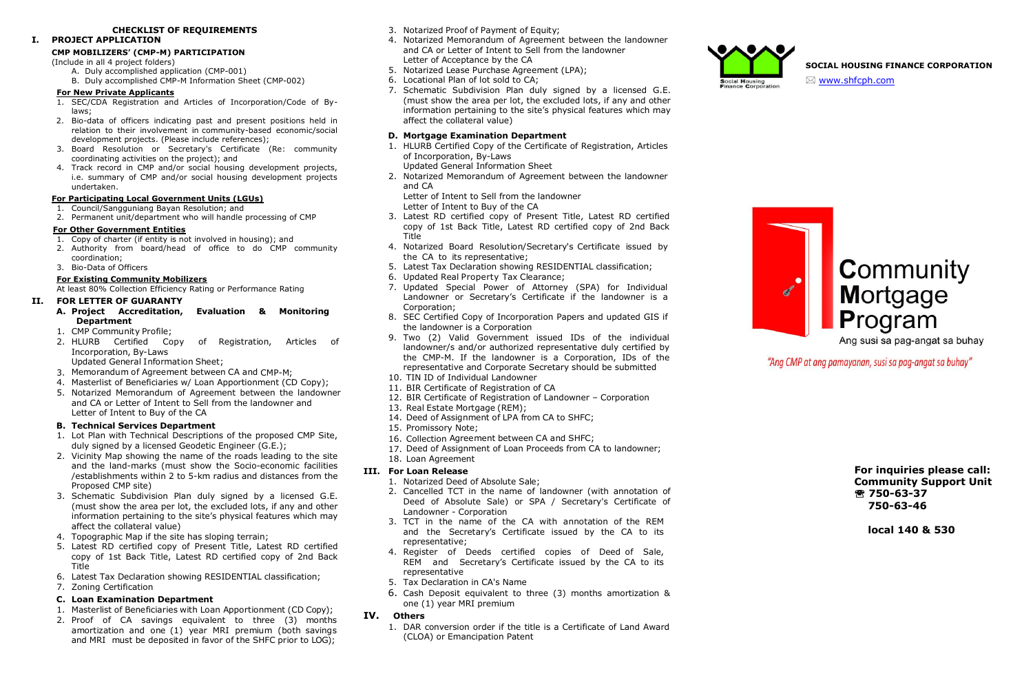# CHECKLIST OF REQUIREMENTS

## I. PROJECT APPLICATION

### CMP MOBILIZERS' (CMP-M) PARTICIPATION

(Include in all 4 project folders)

- A. Duly accomplished application (CMP-001)
- B. Duly accomplished CMP-M Information Sheet (CMP-002)

**For New Private Applicants**

1. SEC/CDA Registration and Articles of Incorporation/Code of By-laws;
2. Bio-data of officers indicating past and present positions held in relation to their involvement in community-based economic/social development projects. (Please include references);
3. Board Resolution or Secretary's Certificate (Re: community coordinating activities on the project); and
4. Track record in CMP and/or social housing development projects, i.e. summary of CMP and/or social housing development projects undertaken.

**For Participating Local Government Units (LGUs)**

1. Council/Sangguniang Bayan Resolution; and
2. Permanent unit/department who will handle processing of CMP

**For Other Government Entities**

1. Copy of charter (if entity is not involved in housing); and
2. Authority from board/head of office to do CMP community coordination;
3. Bio-Data of Officers

**For Existing Community Mobilizers**

At least 80% Collection Efficiency Rating or Performance Rating

## II. FOR LETTER OF GUARANTY

### A. Project Accreditation, Evaluation & Monitoring Department

1. CMP Community Profile;
2. HLURB Certified Copy of Registration, Articles of Incorporation, By-Laws
   Updated General Information Sheet;
3. Memorandum of Agreement between CA and CMP-M;
4. Masterlist of Beneficiaries w/ Loan Apportionment (CD Copy);
5. Notarized Memorandum of Agreement between the landowner and CA or Letter of Intent to Sell from the landowner and Letter of Intent to Buy of the CA

### B. Technical Services Department

1. Lot Plan with Technical Descriptions of the proposed CMP Site, duly signed by a licensed Geodetic Engineer (G.E.);
2. Vicinity Map showing the name of the roads leading to the site and the land-marks (must show the Socio-economic facilities /establishments within 2 to 5-km radius and distances from the Proposed CMP site)
3. Schematic Subdivision Plan duly signed by a licensed G.E. (must show the area per lot, the excluded lots, if any and other information pertaining to the site's physical features which may affect the collateral value)
4. Topographic Map if the site has sloping terrain;
5. Latest RD certified copy of Present Title, Latest RD certified copy of 1st Back Title, Latest RD certified copy of 2nd Back Title
6. Latest Tax Declaration showing RESIDENTIAL classification;
7. Zoning Certification

### C. Loan Examination Department

1. Masterlist of Beneficiaries with Loan Apportionment (CD Copy);
2. Proof of CA savings equivalent to three (3) months amortization and one (1) year MRI premium (both savings and MRI must be deposited in favor of the SHFC prior to LOG);
3. Notarized Proof of Payment of Equity;
4. Notarized Memorandum of Agreement between the landowner and CA or Letter of Intent to Sell from the landowner
   Letter of Acceptance by the CA
5. Notarized Lease Purchase Agreement (LPA);
6. Locational Plan of lot sold to CA;
7. Schematic Subdivision Plan duly signed by a licensed G.E. (must show the area per lot, the excluded lots, if any and other information pertaining to the site's physical features which may affect the collateral value)

### D. Mortgage Examination Department

1. HLURB Certified Copy of the Certificate of Registration, Articles of Incorporation, By-Laws
   Updated General Information Sheet
2. Notarized Memorandum of Agreement between the landowner and CA
   Letter of Intent to Sell from the landowner
   Letter of Intent to Buy of the CA
3. Latest RD certified copy of Present Title, Latest RD certified copy of 1st Back Title, Latest RD certified copy of 2nd Back Title
4. Notarized Board Resolution/Secretary's Certificate issued by the CA to its representative;
5. Latest Tax Declaration showing RESIDENTIAL classification;
6. Updated Real Property Tax Clearance;
7. Updated Special Power of Attorney (SPA) for Individual Landowner or Secretary's Certificate if the landowner is a Corporation;
8. SEC Certified Copy of Incorporation Papers and updated GIS if the landowner is a Corporation
9. Two (2) Valid Government issued IDs of the individual landowner/s and/or authorized representative duly certified by the CMP-M. If the landowner is a Corporation, IDs of the representative and Corporate Secretary should be submitted
10. TIN ID of Individual Landowner
11. BIR Certificate of Registration of CA
12. BIR Certificate of Registration of Landowner – Corporation
13. Real Estate Mortgage (REM);
14. Deed of Assignment of LPA from CA to SHFC;
15. Promissory Note;
16. Collection Agreement between CA and SHFC;
17. Deed of Assignment of Loan Proceeds from CA to landowner;
18. Loan Agreement

## III. For Loan Release

1. Notarized Deed of Absolute Sale;
2. Cancelled TCT in the name of landowner (with annotation of Deed of Absolute Sale) or SPA / Secretary's Certificate of Landowner - Corporation
3. TCT in the name of the CA with annotation of the REM and the Secretary's Certificate issued by the CA to its representative;
4. Register of Deeds certified copies of Deed of Sale, REM and Secretary's Certificate issued by the CA to its representative
5. Tax Declaration in CA's Name
6. Cash Deposit equivalent to three (3) months amortization & one (1) year MRI premium

## IV. Others

1. DAR conversion order if the title is a Certificate of Land Award (CLOA) or Emancipation Patent

---

Social Housing Finance Corporation

**SOCIAL HOUSING FINANCE CORPORATION**

www.shfcph.com

# Community Mortgage Program

Ang susi sa pag-angat sa buhay

*"Ang CMP at ang pamayanan, susi sa pag-angat sa buhay"*

**For inquiries please call:**
**Community Support Unit**
**☎ 750-63-37**
**750-63-46**

**local 140 & 530**